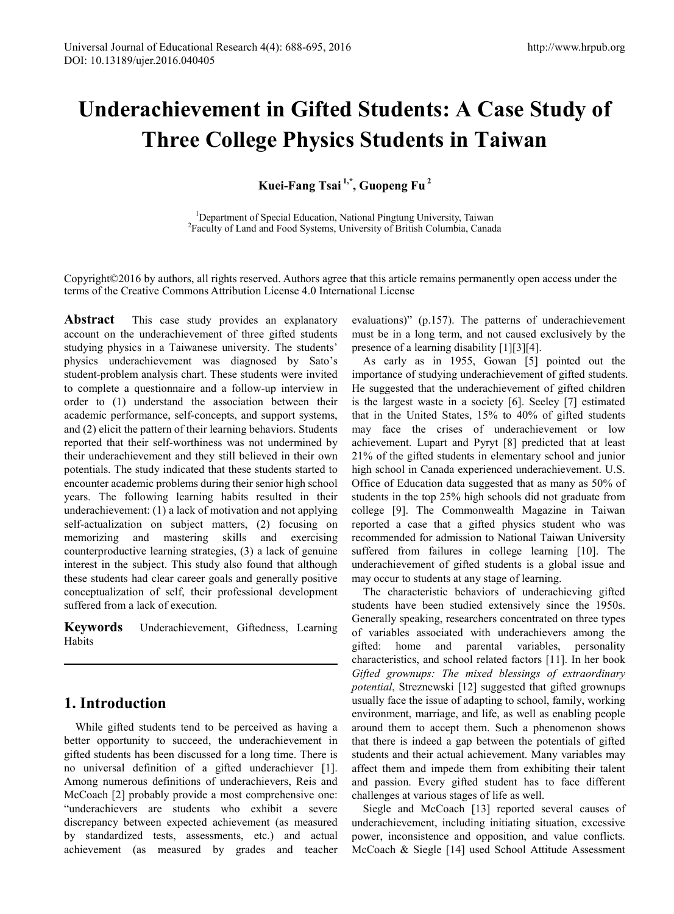# Underachievement in Gifted Students: A Case Study of Three College Physics Students in Taiwan

**Kuei-Fang Tsai [1,*], Guopeng Fu [2]**

[1]Department of Special Education, National Pingtung University, Taiwan
[2]Faculty of Land and Food Systems, University of British Columbia, Canada

Copyright©2016 by authors, all rights reserved. Authors agree that this article remains permanently open access under the terms of the Creative Commons Attribution License 4.0 International License

**Abstract** This case study provides an explanatory account on the underachievement of three gifted students studying physics in a Taiwanese university. The students' physics underachievement was diagnosed by Sato's student-problem analysis chart. These students were invited to complete a questionnaire and a follow-up interview in order to (1) understand the association between their academic performance, self-concepts, and support systems, and (2) elicit the pattern of their learning behaviors. Students reported that their self-worthiness was not undermined by their underachievement and they still believed in their own potentials. The study indicated that these students started to encounter academic problems during their senior high school years. The following learning habits resulted in their underachievement: (1) a lack of motivation and not applying self-actualization on subject matters, (2) focusing on memorizing and mastering skills and exercising counterproductive learning strategies, (3) a lack of genuine interest in the subject. This study also found that although these students had clear career goals and generally positive conceptualization of self, their professional development suffered from a lack of execution.

**Keywords** Underachievement, Giftedness, Learning Habits

## 1. Introduction

While gifted students tend to be perceived as having a better opportunity to succeed, the underachievement in gifted students has been discussed for a long time. There is no universal definition of a gifted underachiever [1]. Among numerous definitions of underachievers, Reis and McCoach [2] probably provide a most comprehensive one: "underachievers are students who exhibit a severe discrepancy between expected achievement (as measured by standardized tests, assessments, etc.) and actual achievement (as measured by grades and teacher evaluations)" (p.157). The patterns of underachievement must be in a long term, and not caused exclusively by the presence of a learning disability [1][3][4].

As early as in 1955, Gowan [5] pointed out the importance of studying underachievement of gifted students. He suggested that the underachievement of gifted children is the largest waste in a society [6]. Seeley [7] estimated that in the United States, 15% to 40% of gifted students may face the crises of underachievement or low achievement. Lupart and Pyryt [8] predicted that at least 21% of the gifted students in elementary school and junior high school in Canada experienced underachievement. U.S. Office of Education data suggested that as many as 50% of students in the top 25% high schools did not graduate from college [9]. The Commonwealth Magazine in Taiwan reported a case that a gifted physics student who was recommended for admission to National Taiwan University suffered from failures in college learning [10]. The underachievement of gifted students is a global issue and may occur to students at any stage of learning.

The characteristic behaviors of underachieving gifted students have been studied extensively since the 1950s. Generally speaking, researchers concentrated on three types of variables associated with underachievers among the gifted: home and parental variables, personality characteristics, and school related factors [11]. In her book *Gifted grownups: The mixed blessings of extraordinary potential*, Streznewski [12] suggested that gifted grownups usually face the issue of adapting to school, family, working environment, marriage, and life, as well as enabling people around them to accept them. Such a phenomenon shows that there is indeed a gap between the potentials of gifted students and their actual achievement. Many variables may affect them and impede them from exhibiting their talent and passion. Every gifted student has to face different challenges at various stages of life as well.

Siegle and McCoach [13] reported several causes of underachievement, including initiating situation, excessive power, inconsistence and opposition, and value conflicts. McCoach & Siegle [14] used School Attitude Assessment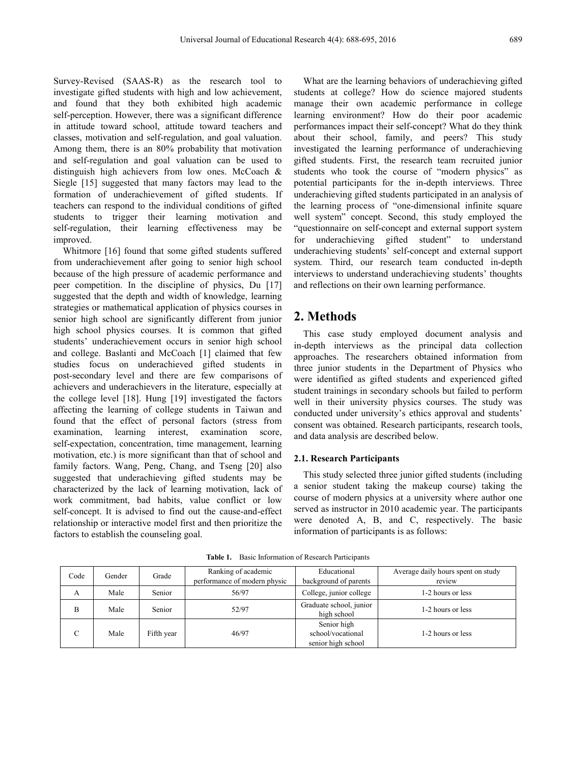Survey-Revised (SAAS-R) as the research tool to investigate gifted students with high and low achievement, and found that they both exhibited high academic self-perception. However, there was a significant difference in attitude toward school, attitude toward teachers and classes, motivation and self-regulation, and goal valuation. Among them, there is an 80% probability that motivation and self-regulation and goal valuation can be used to distinguish high achievers from low ones. McCoach & Siegle [15] suggested that many factors may lead to the formation of underachievement of gifted students. If teachers can respond to the individual conditions of gifted students to trigger their learning motivation and self-regulation, their learning effectiveness may be improved.

Whitmore [16] found that some gifted students suffered from underachievement after going to senior high school because of the high pressure of academic performance and peer competition. In the discipline of physics, Du [17] suggested that the depth and width of knowledge, learning strategies or mathematical application of physics courses in senior high school are significantly different from junior high school physics courses. It is common that gifted students' underachievement occurs in senior high school and college. Baslanti and McCoach [1] claimed that few studies focus on underachieved gifted students in post-secondary level and there are few comparisons of achievers and underachievers in the literature, especially at the college level [18]. Hung [19] investigated the factors affecting the learning of college students in Taiwan and found that the effect of personal factors (stress from examination, learning interest, examination score, self-expectation, concentration, time management, learning motivation, etc.) is more significant than that of school and family factors. Wang, Peng, Chang, and Tseng [20] also suggested that underachieving gifted students may be characterized by the lack of learning motivation, lack of work commitment, bad habits, value conflict or low self-concept. It is advised to find out the cause-and-effect relationship or interactive model first and then prioritize the factors to establish the counseling goal.

What are the learning behaviors of underachieving gifted students at college? How do science majored students manage their own academic performance in college learning environment? How do their poor academic performances impact their self-concept? What do they think about their school, family, and peers? This study investigated the learning performance of underachieving gifted students. First, the research team recruited junior students who took the course of "modern physics" as potential participants for the in-depth interviews. Three underachieving gifted students participated in an analysis of the learning process of "one-dimensional infinite square well system" concept. Second, this study employed the "questionnaire on self-concept and external support system for underachieving gifted student" to understand underachieving students' self-concept and external support system. Third, our research team conducted in-depth interviews to understand underachieving students' thoughts and reflections on their own learning performance.

## 2. Methods

This case study employed document analysis and in-depth interviews as the principal data collection approaches. The researchers obtained information from three junior students in the Department of Physics who were identified as gifted students and experienced gifted student trainings in secondary schools but failed to perform well in their university physics courses. The study was conducted under university's ethics approval and students' consent was obtained. Research participants, research tools, and data analysis are described below.

### 2.1. Research Participants

This study selected three junior gifted students (including a senior student taking the makeup course) taking the course of modern physics at a university where author one served as instructor in 2010 academic year. The participants were denoted A, B, and C, respectively. The basic information of participants is as follows:

**Table 1.** Basic Information of Research Participants

| Code | Gender | Grade | Ranking of academic performance of modern physic | Educational background of parents | Average daily hours spent on study review |
|---|---|---|---|---|---|
| A | Male | Senior | 56/97 | College, junior college | 1-2 hours or less |
| B | Male | Senior | 52/97 | Graduate school, junior high school | 1-2 hours or less |
| C | Male | Fifth year | 46/97 | Senior high school/vocational senior high school | 1-2 hours or less |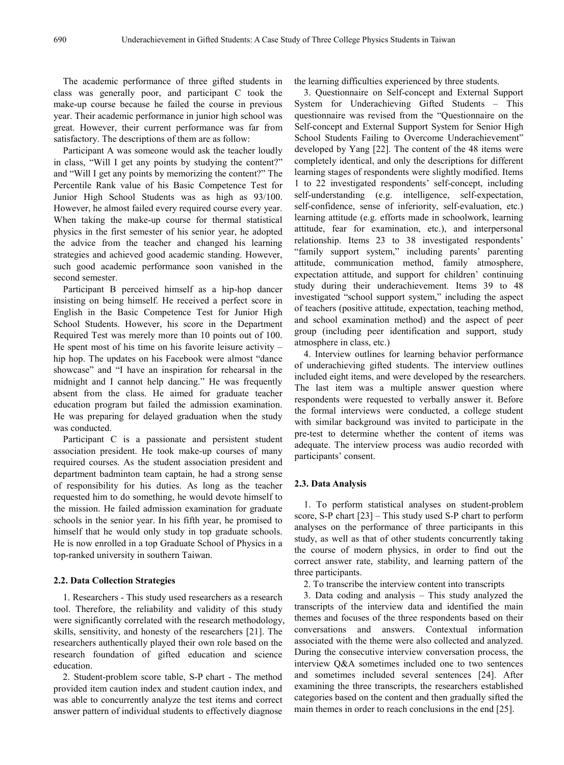The academic performance of three gifted students in class was generally poor, and participant C took the make-up course because he failed the course in previous year. Their academic performance in junior high school was great. However, their current performance was far from satisfactory. The descriptions of them are as follow:

Participant A was someone would ask the teacher loudly in class, "Will I get any points by studying the content?" and "Will I get any points by memorizing the content?" The Percentile Rank value of his Basic Competence Test for Junior High School Students was as high as 93/100. However, he almost failed every required course every year. When taking the make-up course for thermal statistical physics in the first semester of his senior year, he adopted the advice from the teacher and changed his learning strategies and achieved good academic standing. However, such good academic performance soon vanished in the second semester.

Participant B perceived himself as a hip-hop dancer insisting on being himself. He received a perfect score in English in the Basic Competence Test for Junior High School Students. However, his score in the Department Required Test was merely more than 10 points out of 100. He spent most of his time on his favorite leisure activity – hip hop. The updates on his Facebook were almost "dance showcase" and "I have an inspiration for rehearsal in the midnight and I cannot help dancing." He was frequently absent from the class. He aimed for graduate teacher education program but failed the admission examination. He was preparing for delayed graduation when the study was conducted.

Participant C is a passionate and persistent student association president. He took make-up courses of many required courses. As the student association president and department badminton team captain, he had a strong sense of responsibility for his duties. As long as the teacher requested him to do something, he would devote himself to the mission. He failed admission examination for graduate schools in the senior year. In his fifth year, he promised to himself that he would only study in top graduate schools. He is now enrolled in a top Graduate School of Physics in a top-ranked university in southern Taiwan.

### 2.2. Data Collection Strategies

1. Researchers - This study used researchers as a research tool. Therefore, the reliability and validity of this study were significantly correlated with the research methodology, skills, sensitivity, and honesty of the researchers [21]. The researchers authentically played their own role based on the research foundation of gifted education and science education.

2. Student-problem score table, S-P chart - The method provided item caution index and student caution index, and was able to concurrently analyze the test items and correct answer pattern of individual students to effectively diagnose the learning difficulties experienced by three students.

3. Questionnaire on Self-concept and External Support System for Underachieving Gifted Students – This questionnaire was revised from the "Questionnaire on the Self-concept and External Support System for Senior High School Students Failing to Overcome Underachievement" developed by Yang [22]. The content of the 48 items were completely identical, and only the descriptions for different learning stages of respondents were slightly modified. Items 1 to 22 investigated respondents' self-concept, including self-understanding (e.g. intelligence, self-expectation, self-confidence, sense of inferiority, self-evaluation, etc.) learning attitude (e.g. efforts made in schoolwork, learning attitude, fear for examination, etc.), and interpersonal relationship. Items 23 to 38 investigated respondents' "family support system," including parents' parenting attitude, communication method, family atmosphere, expectation attitude, and support for children' continuing study during their underachievement. Items 39 to 48 investigated "school support system," including the aspect of teachers (positive attitude, expectation, teaching method, and school examination method) and the aspect of peer group (including peer identification and support, study atmosphere in class, etc.)

4. Interview outlines for learning behavior performance of underachieving gifted students. The interview outlines included eight items, and were developed by the researchers. The last item was a multiple answer question where respondents were requested to verbally answer it. Before the formal interviews were conducted, a college student with similar background was invited to participate in the pre-test to determine whether the content of items was adequate. The interview process was audio recorded with participants' consent.

### 2.3. Data Analysis

1. To perform statistical analyses on student-problem score, S-P chart [23] – This study used S-P chart to perform analyses on the performance of three participants in this study, as well as that of other students concurrently taking the course of modern physics, in order to find out the correct answer rate, stability, and learning pattern of the three participants.

2. To transcribe the interview content into transcripts

3. Data coding and analysis – This study analyzed the transcripts of the interview data and identified the main themes and focuses of the three respondents based on their conversations and answers. Contextual information associated with the theme were also collected and analyzed. During the consecutive interview conversation process, the interview Q&A sometimes included one to two sentences and sometimes included several sentences [24]. After examining the three transcripts, the researchers established categories based on the content and then gradually sifted the main themes in order to reach conclusions in the end [25].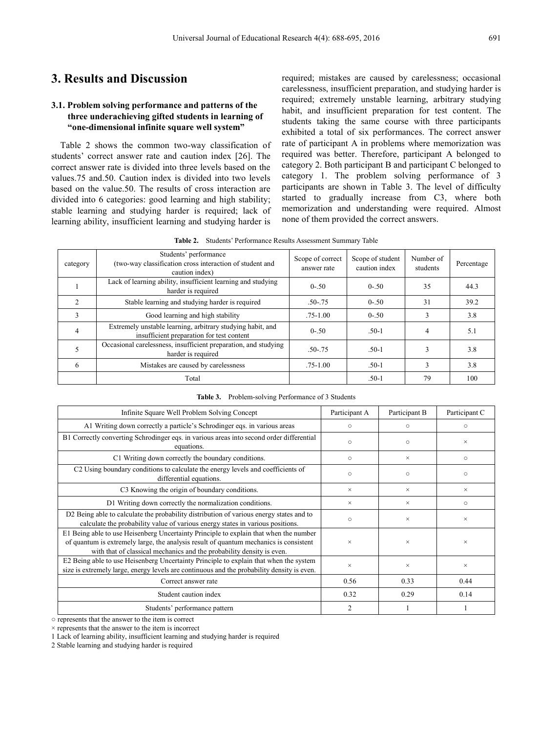## 3. Results and Discussion

### 3.1. Problem solving performance and patterns of the three underachieving gifted students in learning of "one-dimensional infinite square well system"

Table 2 shows the common two-way classification of students' correct answer rate and caution index [26]. The correct answer rate is divided into three levels based on the values.75 and.50. Caution index is divided into two levels based on the value.50. The results of cross interaction are divided into 6 categories: good learning and high stability; stable learning and studying harder is required; lack of learning ability, insufficient learning and studying harder is required; mistakes are caused by carelessness; occasional carelessness, insufficient preparation, and studying harder is required; extremely unstable learning, arbitrary studying habit, and insufficient preparation for test content. The students taking the same course with three participants exhibited a total of six performances. The correct answer rate of participant A in problems where memorization was required was better. Therefore, participant A belonged to category 2. Both participant B and participant C belonged to category 1. The problem solving performance of 3 participants are shown in Table 3. The level of difficulty started to gradually increase from C3, where both memorization and understanding were required. Almost none of them provided the correct answers.

**Table 2.** Students' Performance Results Assessment Summary Table

| category | Students' performance (two-way classification cross interaction of student and caution index) | Scope of correct answer rate | Scope of student caution index | Number of students | Percentage |
|---|---|---|---|---|---|
| 1 | Lack of learning ability, insufficient learning and studying harder is required | 0-.50 | 0-.50 | 35 | 44.3 |
| 2 | Stable learning and studying harder is required | .50-.75 | 0-.50 | 31 | 39.2 |
| 3 | Good learning and high stability | .75-1.00 | 0-.50 | 3 | 3.8 |
| 4 | Extremely unstable learning, arbitrary studying habit, and insufficient preparation for test content | 0-.50 | .50-1 | 4 | 5.1 |
| 5 | Occasional carelessness, insufficient preparation, and studying harder is required | .50-.75 | .50-1 | 3 | 3.8 |
| 6 | Mistakes are caused by carelessness | .75-1.00 | .50-1 | 3 | 3.8 |
| | Total | | .50-1 | 79 | 100 |

**Table 3.** Problem-solving Performance of 3 Students

| Infinite Square Well Problem Solving Concept | Participant A | Participant B | Participant C |
|---|---|---|---|
| A1 Writing down correctly a particle's Schrodinger eqs. in various areas | ○ | ○ | ○ |
| B1 Correctly converting Schrodinger eqs. in various areas into second order differential equations. | ○ | ○ | × |
| C1 Writing down correctly the boundary conditions. | ○ | × | ○ |
| C2 Using boundary conditions to calculate the energy levels and coefficients of differential equations. | ○ | ○ | ○ |
| C3 Knowing the origin of boundary conditions. | × | × | × |
| D1 Writing down correctly the normalization conditions. | × | × | ○ |
| D2 Being able to calculate the probability distribution of various energy states and to calculate the probability value of various energy states in various positions. | ○ | × | × |
| E1 Being able to use Heisenberg Uncertainty Principle to explain that when the number of quantum is extremely large, the analysis result of quantum mechanics is consistent with that of classical mechanics and the probability density is even. | × | × | × |
| E2 Being able to use Heisenberg Uncertainty Principle to explain that when the system size is extremely large, energy levels are continuous and the probability density is even. | × | × | × |
| Correct answer rate | 0.56 | 0.33 | 0.44 |
| Student caution index | 0.32 | 0.29 | 0.14 |
| Students' performance pattern | 2 | 1 | 1 |

○ represents that the answer to the item is correct

× represents that the answer to the item is incorrect

1 Lack of learning ability, insufficient learning and studying harder is required

2 Stable learning and studying harder is required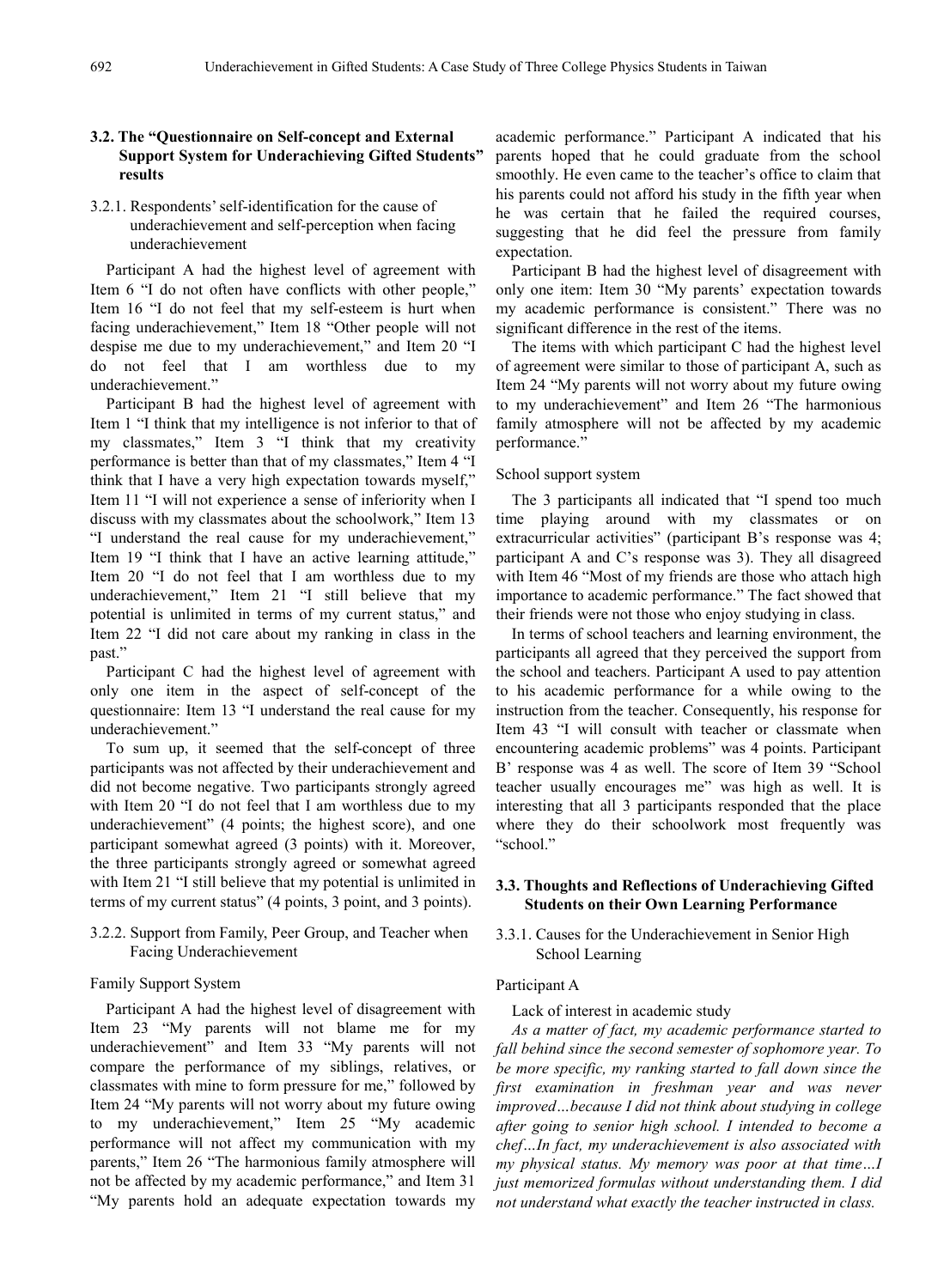### 3.2. The "Questionnaire on Self-concept and External Support System for Underachieving Gifted Students" results

#### 3.2.1. Respondents' self-identification for the cause of underachievement and self-perception when facing underachievement

Participant A had the highest level of agreement with Item 6 "I do not often have conflicts with other people," Item 16 "I do not feel that my self-esteem is hurt when facing underachievement," Item 18 "Other people will not despise me due to my underachievement," and Item 20 "I do not feel that I am worthless due to my underachievement."

Participant B had the highest level of agreement with Item 1 "I think that my intelligence is not inferior to that of my classmates," Item 3 "I think that my creativity performance is better than that of my classmates," Item 4 "I think that I have a very high expectation towards myself," Item 11 "I will not experience a sense of inferiority when I discuss with my classmates about the schoolwork," Item 13 "I understand the real cause for my underachievement," Item 19 "I think that I have an active learning attitude," Item 20 "I do not feel that I am worthless due to my underachievement," Item 21 "I still believe that my potential is unlimited in terms of my current status," and Item 22 "I did not care about my ranking in class in the past."

Participant C had the highest level of agreement with only one item in the aspect of self-concept of the questionnaire: Item 13 "I understand the real cause for my underachievement."

To sum up, it seemed that the self-concept of three participants was not affected by their underachievement and did not become negative. Two participants strongly agreed with Item 20 "I do not feel that I am worthless due to my underachievement" (4 points; the highest score), and one participant somewhat agreed (3 points) with it. Moreover, the three participants strongly agreed or somewhat agreed with Item 21 "I still believe that my potential is unlimited in terms of my current status" (4 points, 3 point, and 3 points).

#### 3.2.2. Support from Family, Peer Group, and Teacher when Facing Underachievement

Family Support System

Participant A had the highest level of disagreement with Item 23 "My parents will not blame me for my underachievement" and Item 33 "My parents will not compare the performance of my siblings, relatives, or classmates with mine to form pressure for me," followed by Item 24 "My parents will not worry about my future owing to my underachievement," Item 25 "My academic performance will not affect my communication with my parents," Item 26 "The harmonious family atmosphere will not be affected by my academic performance," and Item 31 "My parents hold an adequate expectation towards my academic performance." Participant A indicated that his parents hoped that he could graduate from the school smoothly. He even came to the teacher's office to claim that his parents could not afford his study in the fifth year when he was certain that he failed the required courses, suggesting that he did feel the pressure from family expectation.

Participant B had the highest level of disagreement with only one item: Item 30 "My parents' expectation towards my academic performance is consistent." There was no significant difference in the rest of the items.

The items with which participant C had the highest level of agreement were similar to those of participant A, such as Item 24 "My parents will not worry about my future owing to my underachievement" and Item 26 "The harmonious family atmosphere will not be affected by my academic performance."

School support system

The 3 participants all indicated that "I spend too much time playing around with my classmates or on extracurricular activities" (participant B's response was 4; participant A and C's response was 3). They all disagreed with Item 46 "Most of my friends are those who attach high importance to academic performance." The fact showed that their friends were not those who enjoy studying in class.

In terms of school teachers and learning environment, the participants all agreed that they perceived the support from the school and teachers. Participant A used to pay attention to his academic performance for a while owing to the instruction from the teacher. Consequently, his response for Item 43 "I will consult with teacher or classmate when encountering academic problems" was 4 points. Participant B' response was 4 as well. The score of Item 39 "School teacher usually encourages me" was high as well. It is interesting that all 3 participants responded that the place where they do their schoolwork most frequently was "school."

### 3.3. Thoughts and Reflections of Underachieving Gifted Students on their Own Learning Performance

#### 3.3.1. Causes for the Underachievement in Senior High School Learning

Participant A

Lack of interest in academic study

*As a matter of fact, my academic performance started to fall behind since the second semester of sophomore year. To be more specific, my ranking started to fall down since the first examination in freshman year and was never improved…because I did not think about studying in college after going to senior high school. I intended to become a chef…In fact, my underachievement is also associated with my physical status. My memory was poor at that time…I just memorized formulas without understanding them. I did not understand what exactly the teacher instructed in class.*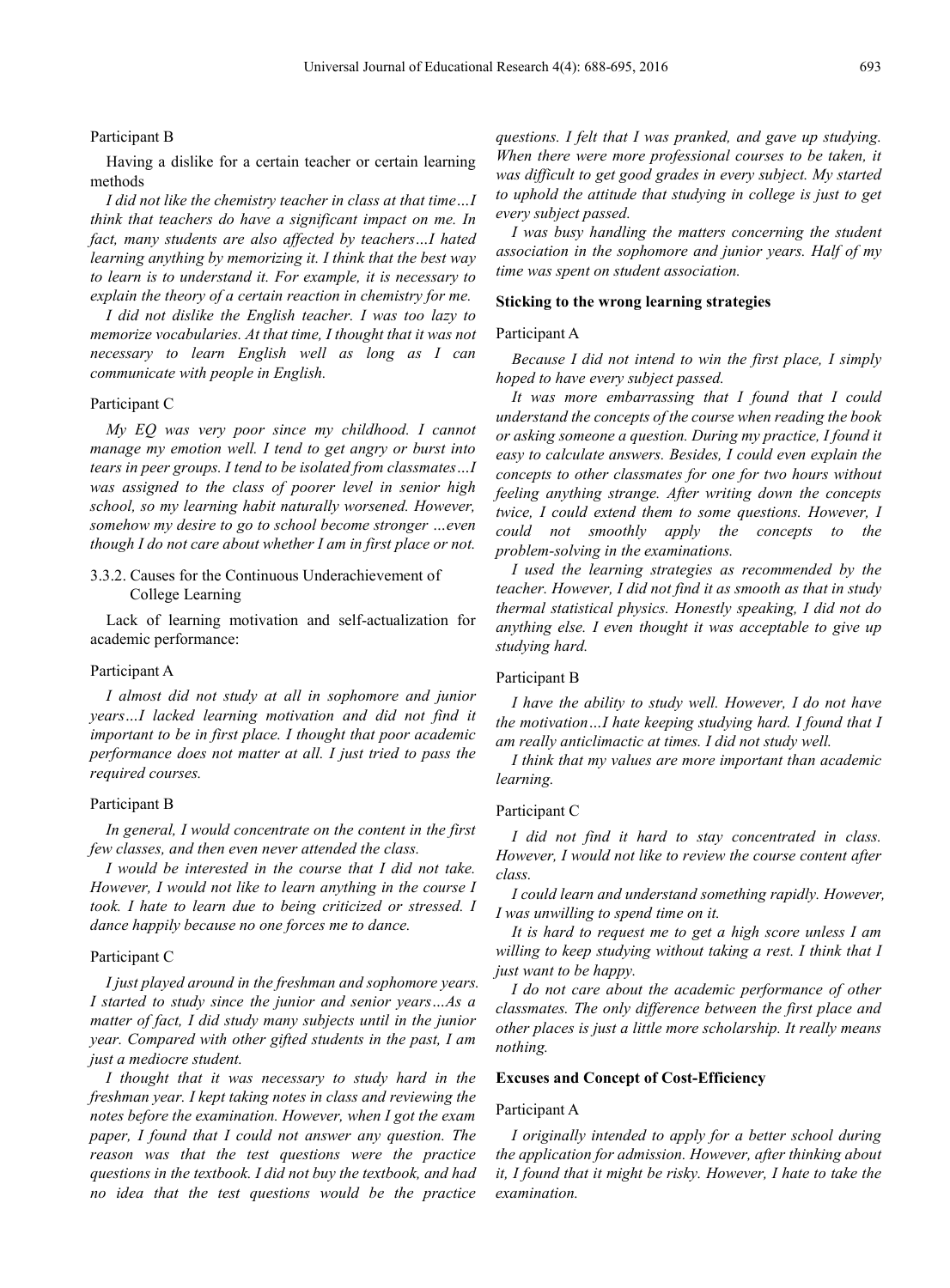Participant B

Having a dislike for a certain teacher or certain learning methods

*I did not like the chemistry teacher in class at that time…I think that teachers do have a significant impact on me. In fact, many students are also affected by teachers…I hated learning anything by memorizing it. I think that the best way to learn is to understand it. For example, it is necessary to explain the theory of a certain reaction in chemistry for me.*

*I did not dislike the English teacher. I was too lazy to memorize vocabularies. At that time, I thought that it was not necessary to learn English well as long as I can communicate with people in English.*

Participant C

*My EQ was very poor since my childhood. I cannot manage my emotion well. I tend to get angry or burst into tears in peer groups. I tend to be isolated from classmates…I was assigned to the class of poorer level in senior high school, so my learning habit naturally worsened. However, somehow my desire to go to school become stronger …even though I do not care about whether I am in first place or not.*

#### 3.3.2. Causes for the Continuous Underachievement of College Learning

Lack of learning motivation and self-actualization for academic performance:

Participant A

*I almost did not study at all in sophomore and junior years…I lacked learning motivation and did not find it important to be in first place. I thought that poor academic performance does not matter at all. I just tried to pass the required courses.*

Participant B

*In general, I would concentrate on the content in the first few classes, and then even never attended the class.*

*I would be interested in the course that I did not take. However, I would not like to learn anything in the course I took. I hate to learn due to being criticized or stressed. I dance happily because no one forces me to dance.*

Participant C

*I just played around in the freshman and sophomore years. I started to study since the junior and senior years…As a matter of fact, I did study many subjects until in the junior year. Compared with other gifted students in the past, I am just a mediocre student.*

*I thought that it was necessary to study hard in the freshman year. I kept taking notes in class and reviewing the notes before the examination. However, when I got the exam paper, I found that I could not answer any question. The reason was that the test questions were the practice questions in the textbook. I did not buy the textbook, and had no idea that the test questions would be the practice questions. I felt that I was pranked, and gave up studying. When there were more professional courses to be taken, it was difficult to get good grades in every subject. My started to uphold the attitude that studying in college is just to get every subject passed.*

*I was busy handling the matters concerning the student association in the sophomore and junior years. Half of my time was spent on student association.*

**Sticking to the wrong learning strategies**

Participant A

*Because I did not intend to win the first place, I simply hoped to have every subject passed.*

*It was more embarrassing that I found that I could understand the concepts of the course when reading the book or asking someone a question. During my practice, I found it easy to calculate answers. Besides, I could even explain the concepts to other classmates for one for two hours without feeling anything strange. After writing down the concepts twice, I could extend them to some questions. However, I could not smoothly apply the concepts to the problem-solving in the examinations.*

*I used the learning strategies as recommended by the teacher. However, I did not find it as smooth as that in study thermal statistical physics. Honestly speaking, I did not do anything else. I even thought it was acceptable to give up studying hard.*

Participant B

*I have the ability to study well. However, I do not have the motivation…I hate keeping studying hard. I found that I am really anticlimactic at times. I did not study well.*

*I think that my values are more important than academic learning.*

Participant C

*I did not find it hard to stay concentrated in class. However, I would not like to review the course content after class.*

*I could learn and understand something rapidly. However, I was unwilling to spend time on it.*

*It is hard to request me to get a high score unless I am willing to keep studying without taking a rest. I think that I just want to be happy.*

*I do not care about the academic performance of other classmates. The only difference between the first place and other places is just a little more scholarship. It really means nothing.*

**Excuses and Concept of Cost-Efficiency**

Participant A

*I originally intended to apply for a better school during the application for admission. However, after thinking about it, I found that it might be risky. However, I hate to take the examination.*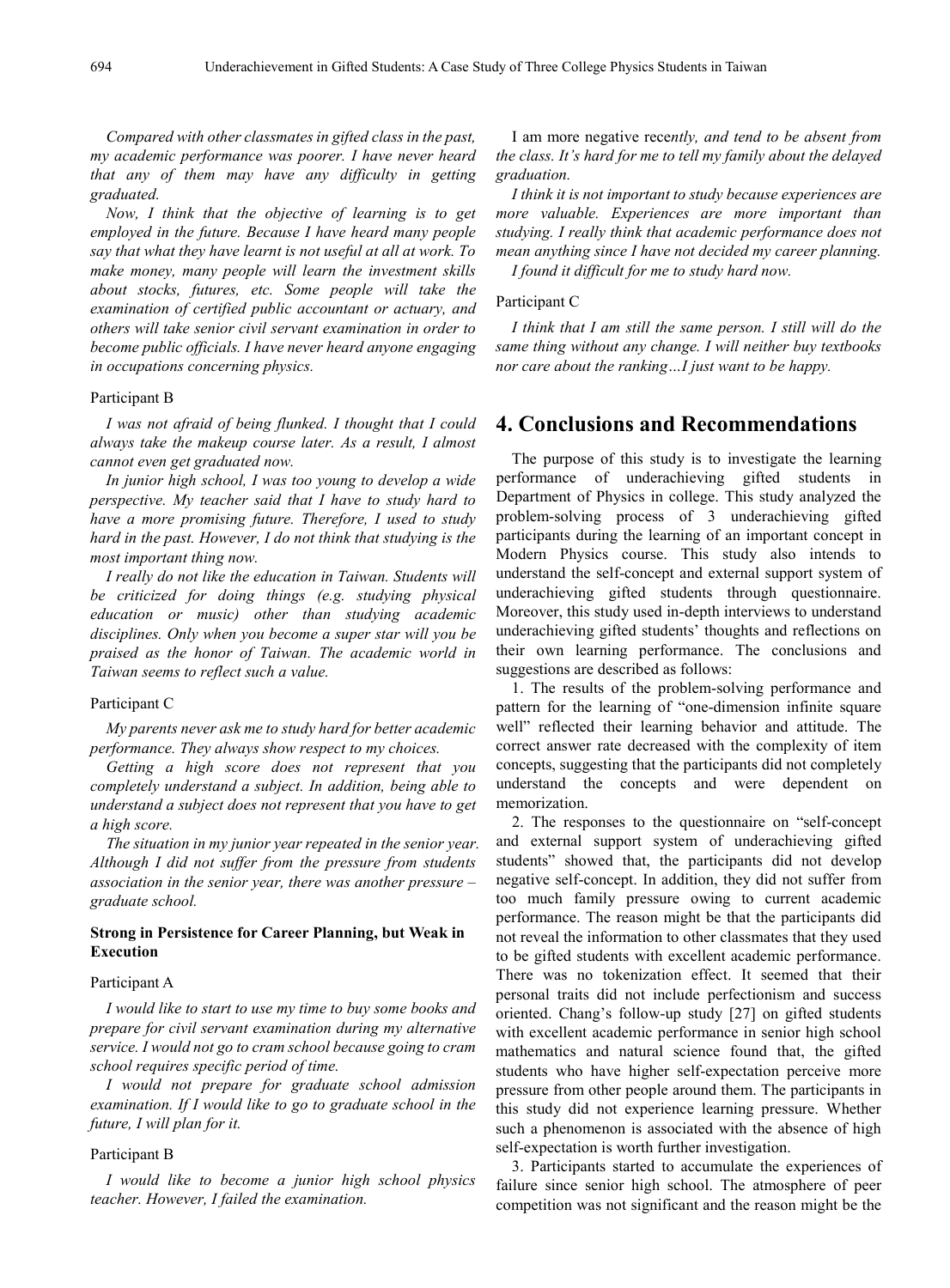*Compared with other classmates in gifted class in the past, my academic performance was poorer. I have never heard that any of them may have any difficulty in getting graduated.*

*Now, I think that the objective of learning is to get employed in the future. Because I have heard many people say that what they have learnt is not useful at all at work. To make money, many people will learn the investment skills about stocks, futures, etc. Some people will take the examination of certified public accountant or actuary, and others will take senior civil servant examination in order to become public officials. I have never heard anyone engaging in occupations concerning physics.*

Participant B

*I was not afraid of being flunked. I thought that I could always take the makeup course later. As a result, I almost cannot even get graduated now.*

*In junior high school, I was too young to develop a wide perspective. My teacher said that I have to study hard to have a more promising future. Therefore, I used to study hard in the past. However, I do not think that studying is the most important thing now.*

*I really do not like the education in Taiwan. Students will be criticized for doing things (e.g. studying physical education or music) other than studying academic disciplines. Only when you become a super star will you be praised as the honor of Taiwan. The academic world in Taiwan seems to reflect such a value.*

Participant C

*My parents never ask me to study hard for better academic performance. They always show respect to my choices.*

*Getting a high score does not represent that you completely understand a subject. In addition, being able to understand a subject does not represent that you have to get a high score.*

*The situation in my junior year repeated in the senior year. Although I did not suffer from the pressure from students association in the senior year, there was another pressure – graduate school.*

**Strong in Persistence for Career Planning, but Weak in Execution**

Participant A

*I would like to start to use my time to buy some books and prepare for civil servant examination during my alternative service. I would not go to cram school because going to cram school requires specific period of time.*

*I would not prepare for graduate school admission examination. If I would like to go to graduate school in the future, I will plan for it.*

Participant B

*I would like to become a junior high school physics teacher. However, I failed the examination.*

I am more negative rece*ntly, and tend to be absent from the class. It's hard for me to tell my family about the delayed graduation.*

*I think it is not important to study because experiences are more valuable. Experiences are more important than studying. I really think that academic performance does not mean anything since I have not decided my career planning.*

*I found it difficult for me to study hard now.*

Participant C

*I think that I am still the same person. I still will do the same thing without any change. I will neither buy textbooks nor care about the ranking…I just want to be happy.*

## 4. Conclusions and Recommendations

The purpose of this study is to investigate the learning performance of underachieving gifted students in Department of Physics in college. This study analyzed the problem-solving process of 3 underachieving gifted participants during the learning of an important concept in Modern Physics course. This study also intends to understand the self-concept and external support system of underachieving gifted students through questionnaire. Moreover, this study used in-depth interviews to understand underachieving gifted students' thoughts and reflections on their own learning performance. The conclusions and suggestions are described as follows:

1. The results of the problem-solving performance and pattern for the learning of "one-dimension infinite square well" reflected their learning behavior and attitude. The correct answer rate decreased with the complexity of item concepts, suggesting that the participants did not completely understand the concepts and were dependent on memorization.

2. The responses to the questionnaire on "self-concept and external support system of underachieving gifted students" showed that, the participants did not develop negative self-concept. In addition, they did not suffer from too much family pressure owing to current academic performance. The reason might be that the participants did not reveal the information to other classmates that they used to be gifted students with excellent academic performance. There was no tokenization effect. It seemed that their personal traits did not include perfectionism and success oriented. Chang's follow-up study [27] on gifted students with excellent academic performance in senior high school mathematics and natural science found that, the gifted students who have higher self-expectation perceive more pressure from other people around them. The participants in this study did not experience learning pressure. Whether such a phenomenon is associated with the absence of high self-expectation is worth further investigation.

3. Participants started to accumulate the experiences of failure since senior high school. The atmosphere of peer competition was not significant and the reason might be the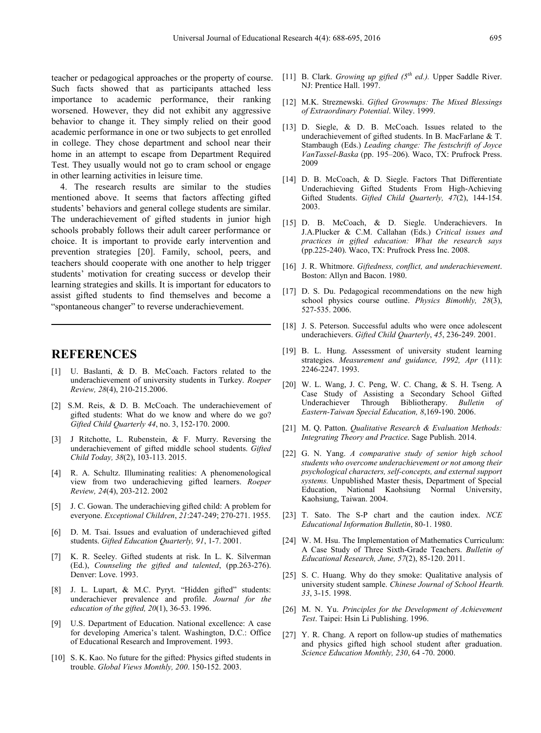teacher or pedagogical approaches or the property of course. Such facts showed that as participants attached less importance to academic performance, their ranking worsened. However, they did not exhibit any aggressive behavior to change it. They simply relied on their good academic performance in one or two subjects to get enrolled in college. They chose department and school near their home in an attempt to escape from Department Required Test. They usually would not go to cram school or engage in other learning activities in leisure time.

4. The research results are similar to the studies mentioned above. It seems that factors affecting gifted students' behaviors and general college students are similar. The underachievement of gifted students in junior high schools probably follows their adult career performance or choice. It is important to provide early intervention and prevention strategies [20]. Family, school, peers, and teachers should cooperate with one another to help trigger students' motivation for creating success or develop their learning strategies and skills. It is important for educators to assist gifted students to find themselves and become a "spontaneous changer" to reverse underachievement.

# REFERENCES

[1] U. Baslanti, & D. B. McCoach. Factors related to the underachievement of university students in Turkey. *Roeper Review, 28*(4), 210-215.2006.

[2] S.M. Reis, & D. B. McCoach. The underachievement of gifted students: What do we know and where do we go? *Gifted Child Quarterly 44*, no. 3, 152-170. 2000.

[3] J Ritchotte, L. Rubenstein, & F. Murry. Reversing the underachievement of gifted middle school students. *Gifted Child Today, 38*(2), 103-113. 2015.

[4] R. A. Schultz. Illuminating realities: A phenomenological view from two underachieving gifted learners. *Roeper Review, 24*(4), 203-212. 2002

[5] J. C. Gowan. The underachieving gifted child: A problem for everyone. *Exceptional Children*, *21*:247-249; 270-271. 1955.

[6] D. M. Tsai. Issues and evaluation of underachieved gifted students. *Gifted Education Quarterly, 91*, 1-7. 2001.

[7] K. R. Seeley. Gifted students at risk. In L. K. Silverman (Ed.), *Counseling the gifted and talented*, (pp.263-276). Denver: Love. 1993.

[8] J. L. Lupart, & M.C. Pyryt. "Hidden gifted" students: underachiever prevalence and profile. *Journal for the education of the gifted, 20*(1), 36-53. 1996.

[9] U.S. Department of Education. National excellence: A case for developing America's talent. Washington, D.C.: Office of Educational Research and Improvement. 1993.

[10] S. K. Kao. No future for the gifted: Physics gifted students in trouble. *Global Views Monthly, 200*. 150-152. 2003.

[11] B. Clark. *Growing up gifted (5th ed.).* Upper Saddle River. NJ: Prentice Hall. 1997.

[12] M.K. Streznewski. *Gifted Grownups: The Mixed Blessings of Extraordinary Potential*. Wiley. 1999.

[13] D. Siegle, & D. B. McCoach. Issues related to the underachievement of gifted students. In B. MacFarlane & T. Stambaugh (Eds.) *Leading change: The festschrift of Joyce VanTassel-Baska* (pp. 195–206). Waco, TX: Prufrock Press. 2009

[14] D. B. McCoach, & D. Siegle. Factors That Differentiate Underachieving Gifted Students From High-Achieving Gifted Students. *Gifted Child Quarterly, 47*(2), 144-154. 2003.

[15] D. B. McCoach, & D. Siegle. Underachievers. In J.A.Plucker & C.M. Callahan (Eds.) *Critical issues and practices in gifted education: What the research says* (pp.225-240). Waco, TX: Prufrock Press Inc. 2008.

[16] J. R. Whitmore. *Giftedness, conflict, and underachievement*. Boston: Allyn and Bacon. 1980.

[17] D. S. Du. Pedagogical recommendations on the new high school physics course outline. *Physics Bimothly, 28*(3), 527-535. 2006.

[18] J. S. Peterson. Successful adults who were once adolescent underachievers. *Gifted Child Quarterly*, *45*, 236-249. 2001.

[19] B. L. Hung. Assessment of university student learning strategies. *Measurement and guidance, 1992, Apr* (111): 2246-2247. 1993.

[20] W. L. Wang, J. C. Peng, W. C. Chang, & S. H. Tseng. A Case Study of Assisting a Secondary School Gifted Underachiever Through Bibliotherapy. *Bulletin of Eastern-Taiwan Special Education, 8*,169-190. 2006.

[21] M. Q. Patton. *Qualitative Research & Evaluation Methods: Integrating Theory and Practice*. Sage Publish. 2014.

[22] G. N. Yang. *A comparative study of senior high school students who overcome underachievement or not among their psychological characters, self-concepts, and external support systems.* Unpublished Master thesis, Department of Special Education, National Kaohsiung Normal University, Kaohsiung, Taiwan. 2004.

[23] T. Sato. The S-P chart and the caution index. *NCE Educational Information Bulletin*, 80-1. 1980.

[24] W. M. Hsu. The Implementation of Mathematics Curriculum: A Case Study of Three Sixth-Grade Teachers. *Bulletin of Educational Research, June, 57*(2), 85-120. 2011.

[25] S. C. Huang. Why do they smoke: Qualitative analysis of university student sample. *Chinese Journal of School Hearth. 33*, 3-15. 1998.

[26] M. N. Yu. *Principles for the Development of Achievement Test*. Taipei: Hsin Li Publishing. 1996.

[27] Y. R. Chang. A report on follow-up studies of mathematics and physics gifted high school student after graduation. *Science Education Monthly, 230*, 64 -70. 2000.